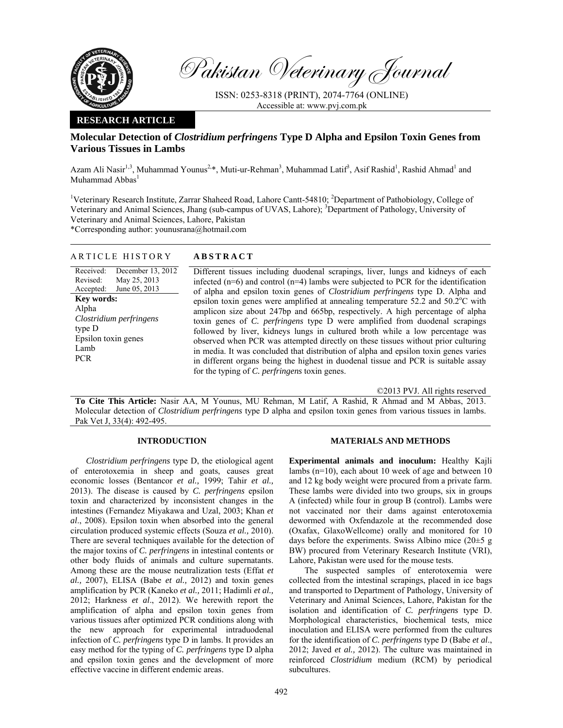**RESEARCH ARTICLE**

# Molecular Detection of *Clostridium perfringens* Type D Alpha and Epsilon Toxin Genes from Various Tissues in Lambs

Azam Ali Nasir[1,3], Muhammad Younus[2,*], Muti-ur-Rehman[3], Muhammad Latif[3], Asif Rashid[1], Rashid Ahmad[1] and Muhammad Abbas[1]

[1]Veterinary Research Institute, Zarrar Shaheed Road, Lahore Cantt-54810; [2]Department of Pathobiology, College of Veterinary and Animal Sciences, Jhang (sub-campus of UVAS, Lahore); [3]Department of Pathology, University of Veterinary and Animal Sciences, Lahore, Pakistan

*Corresponding author: younusrana@hotmail.com

## ARTICLE HISTORY

Received: December 13, 2012
Revised: May 25, 2013
Accepted: June 05, 2013

**Key words:**
Alpha
*Clostridium perfringens* type D
Epsilon toxin genes
Lamb
PCR

## ABSTRACT

Different tissues including duodenal scrapings, liver, lungs and kidneys of each infected (n=6) and control (n=4) lambs were subjected to PCR for the identification of alpha and epsilon toxin genes of *Clostridium perfringens* type D. Alpha and epsilon toxin genes were amplified at annealing temperature 52.2 and 50.2°C with amplicon size about 247bp and 665bp, respectively. A high percentage of alpha toxin genes of *C. perfringens* type D were amplified from duodenal scrapings followed by liver, kidneys lungs in cultured broth while a low percentage was observed when PCR was attempted directly on these tissues without prior culturing in media. It was concluded that distribution of alpha and epsilon toxin genes varies in different organs being the highest in duodenal tissue and PCR is suitable assay for the typing of *C. perfringens* toxin genes.

©2013 PVJ. All rights reserved

**To Cite This Article:** Nasir AA, M Younus, MU Rehman, M Latif, A Rashid, R Ahmad and M Abbas, 2013. Molecular detection of *Clostridium perfringens* type D alpha and epsilon toxin genes from various tissues in lambs. Pak Vet J, 33(4): 492-495.

## INTRODUCTION

*Clostridium perfringens* type D, the etiological agent of enterotoxemia in sheep and goats, causes great economic losses (Bentancor *et al.,* 1999; Tahir *et al.,* 2013). The disease is caused by *C. perfringens* epsilon toxin and characterized by inconsistent changes in the intestines (Fernandez Miyakawa and Uzal, 2003; Khan *et al*., 2008). Epsilon toxin when absorbed into the general circulation produced systemic effects (Souza *et al.,* 2010). There are several techniques available for the detection of the major toxins of *C. perfringens* in intestinal contents or other body fluids of animals and culture supernatants. Among these are the mouse neutralization tests (Effat *et al.,* 2007), ELISA (Babe *et al.,* 2012) and toxin genes amplification by PCR (Kaneko *et al.,* 2011; Hadimli *et al.,* 2012; Harkness *et al*., 2012). We herewith report the amplification of alpha and epsilon toxin genes from various tissues after optimized PCR conditions along with the new approach for experimental intraduodenal infection of *C. perfringens* type D in lambs. It provides an easy method for the typing of *C. perfringens* type D alpha and epsilon toxin genes and the development of more effective vaccine in different endemic areas.

## MATERIALS AND METHODS

**Experimental animals and inoculum:** Healthy Kajli lambs (n=10), each about 10 week of age and between 10 and 12 kg body weight were procured from a private farm. These lambs were divided into two groups, six in groups A (infected) while four in group B (control). Lambs were not vaccinated nor their dams against enterotoxemia dewormed with Oxfendazole at the recommended dose (Oxafax, GlaxoWellcome) orally and monitored for 10 days before the experiments. Swiss Albino mice (20±5 g BW) procured from Veterinary Research Institute (VRI), Lahore, Pakistan were used for the mouse tests.

The suspected samples of enterotoxemia were collected from the intestinal scrapings, placed in ice bags and transported to Department of Pathology, University of Veterinary and Animal Sciences, Lahore, Pakistan for the isolation and identification of *C. perfringens* type D. Morphological characteristics, biochemical tests, mice inoculation and ELISA were performed from the cultures for the identification of *C. perfringens* type D (Babe *et al*., 2012; Javed *et al.,* 2012). The culture was maintained in reinforced *Clostridium* medium (RCM) by periodical subcultures.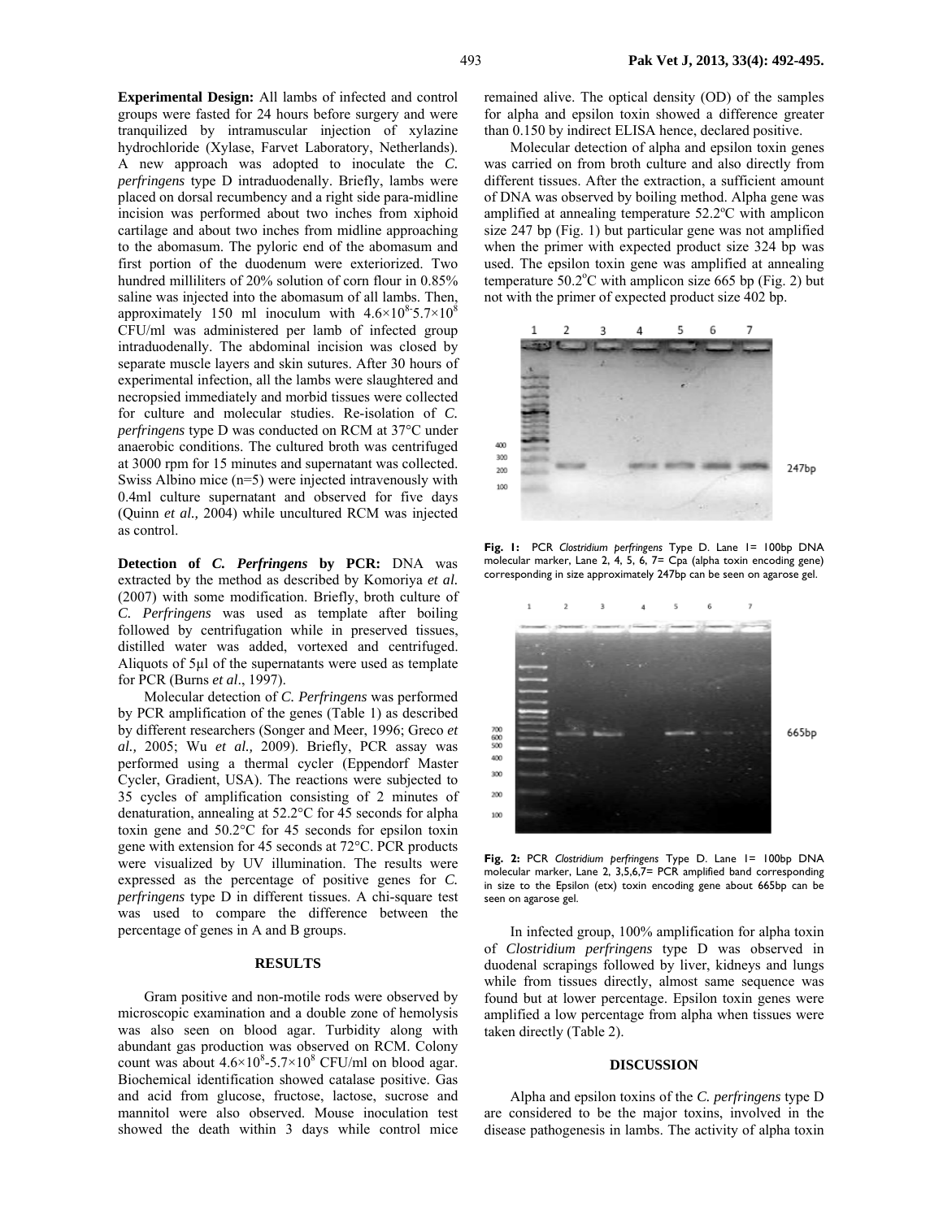**Experimental Design:** All lambs of infected and control groups were fasted for 24 hours before surgery and were tranquilized by intramuscular injection of xylazine hydrochloride (Xylase, Farvet Laboratory, Netherlands). A new approach was adopted to inoculate the *C. perfringens* type D intraduodenally. Briefly, lambs were placed on dorsal recumbency and a right side para-midline incision was performed about two inches from xiphoid cartilage and about two inches from midline approaching to the abomasum. The pyloric end of the abomasum and first portion of the duodenum were exteriorized. Two hundred milliliters of 20% solution of corn flour in 0.85% saline was injected into the abomasum of all lambs. Then, approximately 150 ml inoculum with $4.6\times10^8$-$5.7\times10^8$ CFU/ml was administered per lamb of infected group intraduodenally. The abdominal incision was closed by separate muscle layers and skin sutures. After 30 hours of experimental infection, all the lambs were slaughtered and necropsied immediately and morbid tissues were collected for culture and molecular studies. Re-isolation of *C. perfringens* type D was conducted on RCM at 37°C under anaerobic conditions. The cultured broth was centrifuged at 3000 rpm for 15 minutes and supernatant was collected. Swiss Albino mice (n=5) were injected intravenously with 0.4ml culture supernatant and observed for five days (Quinn *et al.,* 2004) while uncultured RCM was injected as control.

**Detection of *C. Perfringens* by PCR:** DNA was extracted by the method as described by Komoriya *et al.* (2007) with some modification. Briefly, broth culture of *C. Perfringens* was used as template after boiling followed by centrifugation while in preserved tissues, distilled water was added, vortexed and centrifuged. Aliquots of 5µl of the supernatants were used as template for PCR (Burns *et al*., 1997).

Molecular detection of *C. Perfringens* was performed by PCR amplification of the genes (Table 1) as described by different researchers (Songer and Meer, 1996; Greco *et al.,* 2005; Wu *et al.,* 2009). Briefly, PCR assay was performed using a thermal cycler (Eppendorf Master Cycler, Gradient, USA). The reactions were subjected to 35 cycles of amplification consisting of 2 minutes of denaturation, annealing at 52.2°C for 45 seconds for alpha toxin gene and 50.2°C for 45 seconds for epsilon toxin gene with extension for 45 seconds at 72°C. PCR products were visualized by UV illumination. The results were expressed as the percentage of positive genes for *C. perfringens* type D in different tissues. A chi-square test was used to compare the difference between the percentage of genes in A and B groups.

## RESULTS

Gram positive and non-motile rods were observed by microscopic examination and a double zone of hemolysis was also seen on blood agar. Turbidity along with abundant gas production was observed on RCM. Colony count was about $4.6\times10^8$-$5.7\times10^8$ CFU/ml on blood agar. Biochemical identification showed catalase positive. Gas and acid from glucose, fructose, lactose, sucrose and mannitol were also observed. Mouse inoculation test showed the death within 3 days while control mice remained alive. The optical density (OD) of the samples for alpha and epsilon toxin showed a difference greater than 0.150 by indirect ELISA hence, declared positive.

Molecular detection of alpha and epsilon toxin genes was carried on from broth culture and also directly from different tissues. After the extraction, a sufficient amount of DNA was observed by boiling method. Alpha gene was amplified at annealing temperature 52.2°C with amplicon size 247 bp (Fig. 1) but particular gene was not amplified when the primer with expected product size 324 bp was used. The epsilon toxin gene was amplified at annealing temperature 50.2°C with amplicon size 665 bp (Fig. 2) but not with the primer of expected product size 402 bp.

**Fig. 1:** PCR *Clostridium perfringens* Type D. Lane 1= 100bp DNA molecular marker, Lane 2, 4, 5, 6, 7= Cpa (alpha toxin encoding gene) corresponding in size approximately 247bp can be seen on agarose gel.

**Fig. 2:** PCR *Clostridium perfringens* Type D. Lane 1= 100bp DNA molecular marker, Lane 2, 3,5,6,7= PCR amplified band corresponding in size to the Epsilon (etx) toxin encoding gene about 665bp can be seen on agarose gel.

In infected group, 100% amplification for alpha toxin of *Clostridium perfringens* type D was observed in duodenal scrapings followed by liver, kidneys and lungs while from tissues directly, almost same sequence was found but at lower percentage. Epsilon toxin genes were amplified a low percentage from alpha when tissues were taken directly (Table 2).

## DISCUSSION

Alpha and epsilon toxins of the *C. perfringens* type D are considered to be the major toxins, involved in the disease pathogenesis in lambs. The activity of alpha toxin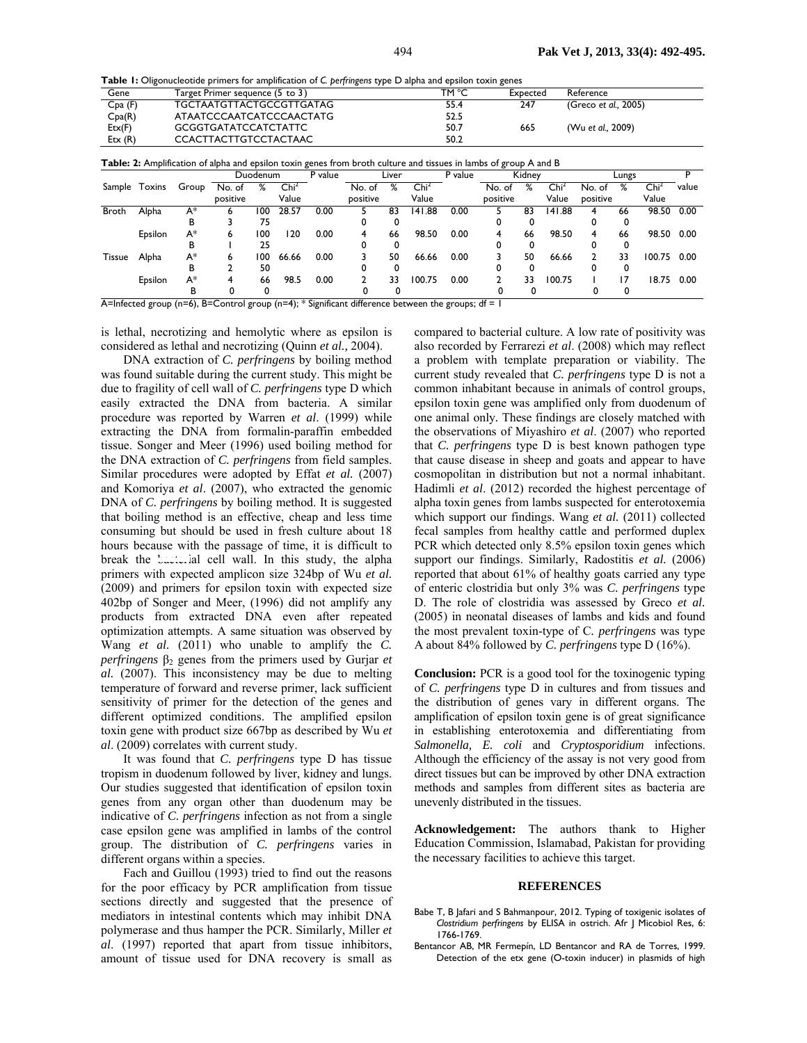**Table 1:** Oligonucleotide primers for amplification of *C. perfringens* type D alpha and epsilon toxin genes

| Gene | Target Primer sequence (5 to 3) | TM °C | Expected | Reference |
|---|---|---|---|---|
| Cpa (F) | TGCTAATGTTACTGCCGTTGATAG | 55.4 | 247 | (Greco *et al.,* 2005) |
| Cpa(R) | ATAATCCCAATCATCCCAACTATG | 52.5 | | |
| Etx(F) | GCGGTGATATCCATCTATTC | 50.7 | 665 | (Wu *et al.,* 2009) |
| Etx (R) | CCACTTACTTGTCCTACTAAC | 50.2 | | |

**Table 2:** Amplification of alpha and epsilon toxin genes from broth culture and tissues in lambs of group A and B

| Sample | Toxins | Group | Duodenum | | | P value | Liver | | | P value | Kidney | | | Lungs | | | P value |
|---|---|---|---|---|---|---|---|---|---|---|---|---|---|---|---|---|---|
| | | | No. of positive | % | $Chi^2$ Value | | No. of positive | % | $Chi^2$ Value | | No. of positive | % | $Chi^2$ Value | No. of positive | % | $Chi^2$ Value | |
| Broth | Alpha | A* | 6 | 100 | 28.57 | 0.00 | 5 | 83 | 141.88 | 0.00 | 5 | 83 | 141.88 | 4 | 66 | 98.50 | 0.00 |
| | | B | 3 | 75 | | | 0 | 0 | | | 0 | 0 | | 0 | 0 | | |
| | Epsilon | A* | 6 | 100 | 120 | 0.00 | 4 | 66 | 98.50 | 0.00 | 4 | 66 | 98.50 | 4 | 66 | 98.50 | 0.00 |
| | | B | 1 | 25 | | | 0 | 0 | | | 0 | 0 | | 0 | 0 | | |
| Tissue | Alpha | A* | 6 | 100 | 66.66 | 0.00 | 3 | 50 | 66.66 | 0.00 | 3 | 50 | 66.66 | 2 | 33 | 100.75 | 0.00 |
| | | B | 2 | 50 | | | 0 | 0 | | | 0 | 0 | | 0 | 0 | | |
| | Epsilon | A* | 4 | 66 | 98.5 | 0.00 | 2 | 33 | 100.75 | 0.00 | 2 | 33 | 100.75 | 1 | 17 | 18.75 | 0.00 |
| | | B | 0 | 0 | | | 0 | 0 | | | 0 | 0 | | 0 | 0 | | |

A=Infected group (n=6), B=Control group (n=4); * Significant difference between the groups; df = 1

is lethal, necrotizing and hemolytic where as epsilon is considered as lethal and necrotizing (Quinn *et al.,* 2004).

DNA extraction of *C. perfringens* by boiling method was found suitable during the current study. This might be due to fragility of cell wall of *C. perfringens* type D which easily extracted the DNA from bacteria. A similar procedure was reported by Warren *et al*. (1999) while extracting the DNA from formalin-paraffin embedded tissue. Songer and Meer (1996) used boiling method for the DNA extraction of *C. perfringens* from field samples. Similar procedures were adopted by Effat *et al.* (2007) and Komoriya *et al*. (2007), who extracted the genomic DNA of *C. perfringens* by boiling method. It is suggested that boiling method is an effective, cheap and less time consuming but should be used in fresh culture about 18 hours because with the passage of time, it is difficult to break the bacterial cell wall. In this study, the alpha primers with expected amplicon size 324bp of Wu *et al.* (2009) and primers for epsilon toxin with expected size 402bp of Songer and Meer, (1996) did not amplify any products from extracted DNA even after repeated optimization attempts. A same situation was observed by Wang *et al.* (2011) who unable to amplify the *C. perfringens* $\beta_2$ genes from the primers used by Gurjar *et al.* (2007). This inconsistency may be due to melting temperature of forward and reverse primer, lack sufficient sensitivity of primer for the detection of the genes and different optimized conditions. The amplified epsilon toxin gene with product size 667bp as described by Wu *et al*. (2009) correlates with current study.

It was found that *C. perfringens* type D has tissue tropism in duodenum followed by liver, kidney and lungs. Our studies suggested that identification of epsilon toxin genes from any organ other than duodenum may be indicative of *C. perfringens* infection as not from a single case epsilon gene was amplified in lambs of the control group. The distribution of *C. perfringens* varies in different organs within a species.

Fach and Guillou (1993) tried to find out the reasons for the poor efficacy by PCR amplification from tissue sections directly and suggested that the presence of mediators in intestinal contents which may inhibit DNA polymerase and thus hamper the PCR. Similarly, Miller *et al*. (1997) reported that apart from tissue inhibitors, amount of tissue used for DNA recovery is small as compared to bacterial culture. A low rate of positivity was also recorded by Ferrarezi *et al*. (2008) which may reflect a problem with template preparation or viability. The current study revealed that *C. perfringens* type D is not a common inhabitant because in animals of control groups, epsilon toxin gene was amplified only from duodenum of one animal only. These findings are closely matched with the observations of Miyashiro *et al*. (2007) who reported that *C. perfringens* type D is best known pathogen type that cause disease in sheep and goats and appear to have cosmopolitan in distribution but not a normal inhabitant. Hadimli *et al*. (2012) recorded the highest percentage of alpha toxin genes from lambs suspected for enterotoxemia which support our findings. Wang *et al.* (2011) collected fecal samples from healthy cattle and performed duplex PCR which detected only 8.5% epsilon toxin genes which support our findings. Similarly, Radostitis *et al.* (2006) reported that about 61% of healthy goats carried any type of enteric clostridia but only 3% was *C. perfringens* type D. The role of clostridia was assessed by Greco *et al.* (2005) in neonatal diseases of lambs and kids and found the most prevalent toxin-type of C. *perfringens* was type A about 84% followed by *C. perfringens* type D (16%).

**Conclusion:** PCR is a good tool for the toxinogenic typing of *C. perfringens* type D in cultures and from tissues and the distribution of genes vary in different organs. The amplification of epsilon toxin gene is of great significance in establishing enterotoxemia and differentiating from *Salmonella, E. coli* and *Cryptosporidium* infections. Although the efficiency of the assay is not very good from direct tissues but can be improved by other DNA extraction methods and samples from different sites as bacteria are unevenly distributed in the tissues.

**Acknowledgement:** The authors thank to Higher Education Commission, Islamabad, Pakistan for providing the necessary facilities to achieve this target.

## REFERENCES

Babe T, B Jafari and S Bahmanpour, 2012. Typing of toxigenic isolates of *Clostridium perfringens* by ELISA in ostrich. Afr J Micobiol Res, 6: 1766-1769.

Bentancor AB, MR Fermepín, LD Bentancor and RA de Torres, 1999. Detection of the etx gene (Ο-toxin inducer) in plasmids of high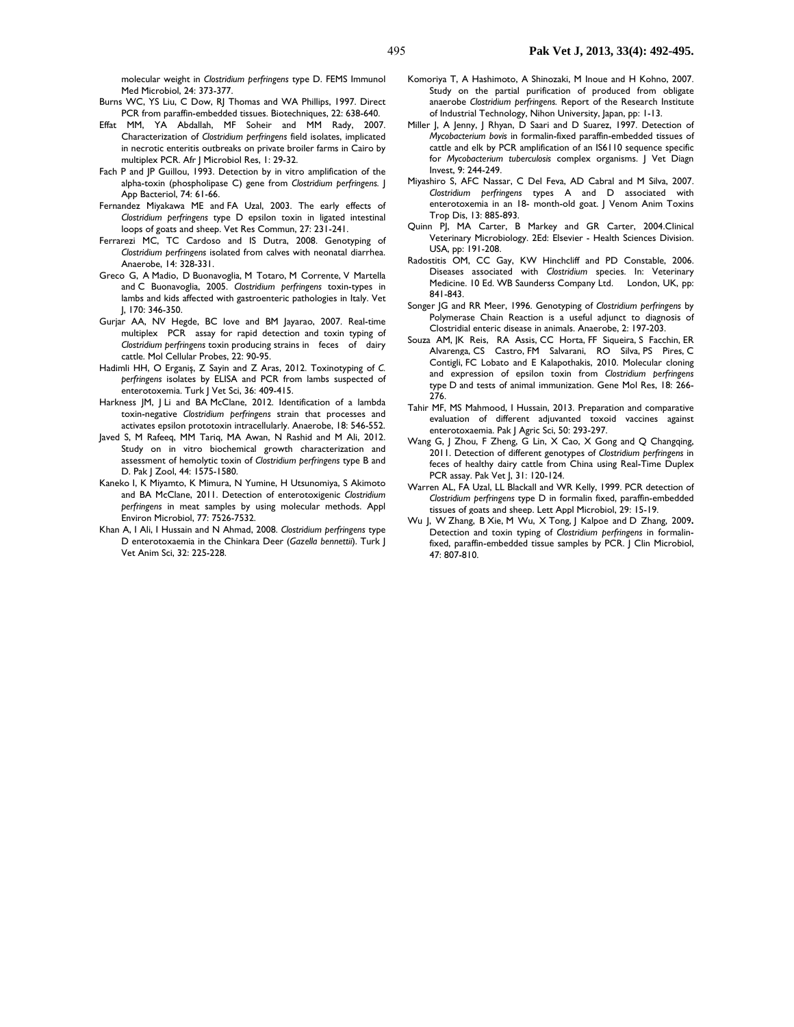molecular weight in *Clostridium perfringens* type D. FEMS Immunol Med Microbiol, 24: 373-377.

Burns WC, YS Liu, C Dow, RJ Thomas and WA Phillips, 1997. Direct PCR from paraffin-embedded tissues. Biotechniques, 22: 638-640.

Effat MM, YA Abdallah, MF Soheir and MM Rady, 2007. Characterization of *Clostridium perfringens* field isolates, implicated in necrotic enteritis outbreaks on private broiler farms in Cairo by multiplex PCR. Afr J Microbiol Res, 1: 29-32.

Fach P and JP Guillou, 1993. Detection by in vitro amplification of the alpha-toxin (phospholipase C) gene from *Clostridium perfringens.* J App Bacteriol, 74: 61-66.

Fernandez Miyakawa ME and FA Uzal, 2003. The early effects of *Clostridium perfringens* type D epsilon toxin in ligated intestinal loops of goats and sheep. Vet Res Commun, 27: 231-241.

Ferrarezi MC, TC Cardoso and IS Dutra, 2008. Genotyping of *Clostridium perfringens* isolated from calves with neonatal diarrhea. Anaerobe, 14: 328-331.

Greco G, A Madio, D Buonavoglia, M Totaro, M Corrente, V Martella and C Buonavoglia, 2005. *Clostridium perfringens* toxin-types in lambs and kids affected with gastroenteric pathologies in Italy. Vet J, 170: 346-350.

Gurjar AA, NV Hegde, BC love and BM Jayarao, 2007. Real-time multiplex PCR assay for rapid detection and toxin typing of *Clostridium perfringens* toxin producing strains in feces of dairy cattle. Mol Cellular Probes, 22: 90-95.

Hadimli HH, O Erganiş, Z Sayin and Z Aras, 2012. Toxinotyping of *C. perfringens* isolates by ELISA and PCR from lambs suspected of enterotoxemia. Turk J Vet Sci, 36: 409-415.

Harkness JM, J Li and BA McClane, 2012. Identification of a lambda toxin-negative *Clostridium perfringens* strain that processes and activates epsilon prototoxin intracellularly. Anaerobe, 18: 546-552.

Javed S, M Rafeeq, MM Tariq, MA Awan, N Rashid and M Ali, 2012. Study on in vitro biochemical growth characterization and assessment of hemolytic toxin of *Clostridium perfringens* type B and D. Pak J Zool, 44: 1575-1580.

Kaneko I, K Miyamto, K Mimura, N Yumine, H Utsunomiya, S Akimoto and BA McClane, 2011. Detection of enterotoxigenic *Clostridium perfringens* in meat samples by using molecular methods. Appl Environ Microbiol, 77: 7526-7532.

Khan A, I Ali, I Hussain and N Ahmad, 2008. *Clostridium perfringens* type D enterotoxaemia in the Chinkara Deer (*Gazella bennettii*). Turk J Vet Anim Sci, 32: 225-228.

Komoriya T, A Hashimoto, A Shinozaki, M Inoue and H Kohno, 2007. Study on the partial purification of produced from obligate anaerobe *Clostridium perfringens.* Report of the Research Institute of Industrial Technology, Nihon University, Japan, pp: 1-13.

Miller J, A Jenny, J Rhyan, D Saari and D Suarez, 1997. Detection of *Mycobacterium bovis* in formalin-fixed paraffin-embedded tissues of cattle and elk by PCR amplification of an IS6110 sequence specific for *Mycobacterium tuberculosis* complex organisms. J Vet Diagn Invest, 9: 244-249.

Miyashiro S, AFC Nassar, C Del Feva, AD Cabral and M Silva, 2007. *Clostridium perfringens* types A and D associated with enterotoxemia in an 18- month-old goat. J Venom Anim Toxins Trop Dis, 13: 885-893.

Quinn PJ, MA Carter, B Markey and GR Carter, 2004.Clinical Veterinary Microbiology. 2Ed: Elsevier - Health Sciences Division. USA, pp: 191-208.

Radostitis OM, CC Gay, KW Hinchcliff and PD Constable, 2006. Diseases associated with *Clostridium* species. In: Veterinary Medicine. 10 Ed. WB Saunderss Company Ltd. London, UK, pp: 841-843.

Songer JG and RR Meer, 1996. Genotyping of *Clostridium perfringens* by Polymerase Chain Reaction is a useful adjunct to diagnosis of Clostridial enteric disease in animals. Anaerobe, 2: 197-203.

Souza AM, JK Reis, RA Assis, CC Horta, FF Siqueira, S Facchin, ER Alvarenga, CS Castro, FM Salvarani, RO Silva, PS Pires, C Contigli, FC Lobato and E Kalapothakis, 2010. Molecular cloning and expression of epsilon toxin from *Clostridium perfringens* type D and tests of animal immunization. Gene Mol Res, 18: 266-276.

Tahir MF, MS Mahmood, I Hussain, 2013. Preparation and comparative evaluation of different adjuvanted toxoid vaccines against enterotoxaemia. Pak J Agric Sci, 50: 293-297.

Wang G, J Zhou, F Zheng, G Lin, X Cao, X Gong and Q Changqing, 2011. Detection of different genotypes of *Clostridium perfringens* in feces of healthy dairy cattle from China using Real-Time Duplex PCR assay. Pak Vet J, 31: 120-124.

Warren AL, FA Uzal, LL Blackall and WR Kelly, 1999. PCR detection of *Clostridium perfringens* type D in formalin fixed, paraffin-embedded tissues of goats and sheep. Lett Appl Microbiol, 29: 15-19.

Wu J, W Zhang, B Xie, M Wu, X Tong, J Kalpoe and D Zhang, 2009**.** Detection and toxin typing of *Clostridium perfringens* in formalin-fixed, paraffin-embedded tissue samples by PCR. J Clin Microbiol, 47: 807-810.